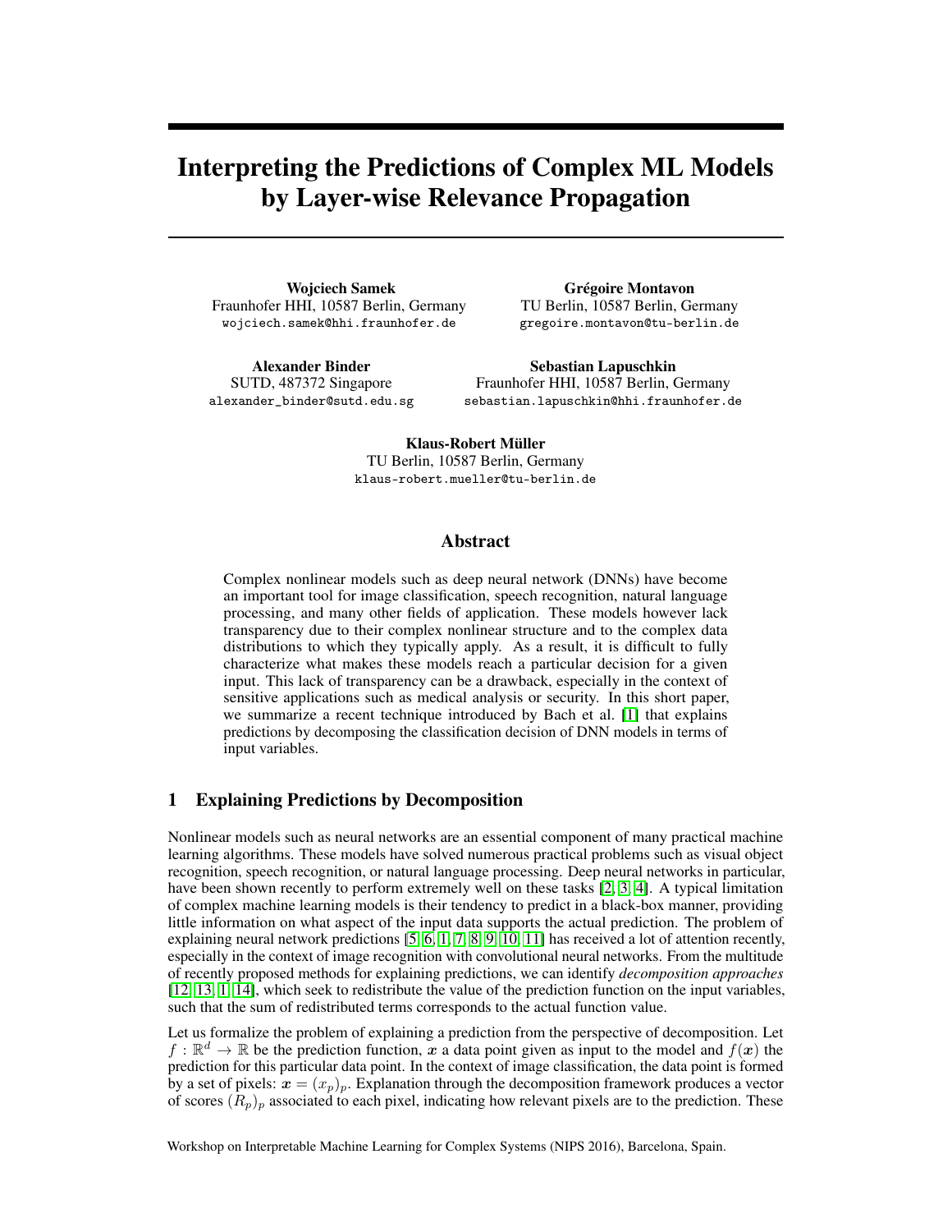# Interpreting the Predictions of Complex ML Models by Layer-wise Relevance Propagation

**Wojciech Samek**
Fraunhofer HHI, 10587 Berlin, Germany
wojciech.samek@hhi.fraunhofer.de

**Grégoire Montavon**
TU Berlin, 10587 Berlin, Germany
gregoire.montavon@tu-berlin.de

**Alexander Binder**
SUTD, 487372 Singapore
alexander_binder@sutd.edu.sg

**Sebastian Lapuschkin**
Fraunhofer HHI, 10587 Berlin, Germany
sebastian.lapuschkin@hhi.fraunhofer.de

**Klaus-Robert Müller**
TU Berlin, 10587 Berlin, Germany
klaus-robert.mueller@tu-berlin.de

## Abstract

Complex nonlinear models such as deep neural network (DNNs) have become an important tool for image classification, speech recognition, natural language processing, and many other fields of application. These models however lack transparency due to their complex nonlinear structure and to the complex data distributions to which they typically apply. As a result, it is difficult to fully characterize what makes these models reach a particular decision for a given input. This lack of transparency can be a drawback, especially in the context of sensitive applications such as medical analysis or security. In this short paper, we summarize a recent technique introduced by Bach et al. [1] that explains predictions by decomposing the classification decision of DNN models in terms of input variables.

## 1 Explaining Predictions by Decomposition

Nonlinear models such as neural networks are an essential component of many practical machine learning algorithms. These models have solved numerous practical problems such as visual object recognition, speech recognition, or natural language processing. Deep neural networks in particular, have been shown recently to perform extremely well on these tasks [2, 3, 4]. A typical limitation of complex machine learning models is their tendency to predict in a black-box manner, providing little information on what aspect of the input data supports the actual prediction. The problem of explaining neural network predictions [5, 6, 1, 7, 8, 9, 10, 11] has received a lot of attention recently, especially in the context of image recognition with convolutional neural networks. From the multitude of recently proposed methods for explaining predictions, we can identify *decomposition approaches* [12, 13, 1, 14], which seek to redistribute the value of the prediction function on the input variables, such that the sum of redistributed terms corresponds to the actual function value.

Let us formalize the problem of explaining a prediction from the perspective of decomposition. Let $f : \mathbb{R}^d \to \mathbb{R}$ be the prediction function, $\boldsymbol{x}$ a data point given as input to the model and $f(\boldsymbol{x})$ the prediction for this particular data point. In the context of image classification, the data point is formed by a set of pixels: $\boldsymbol{x} = (x_p)_p$. Explanation through the decomposition framework produces a vector of scores $(R_p)_p$ associated to each pixel, indicating how relevant pixels are to the prediction. These

Workshop on Interpretable Machine Learning for Complex Systems (NIPS 2016), Barcelona, Spain.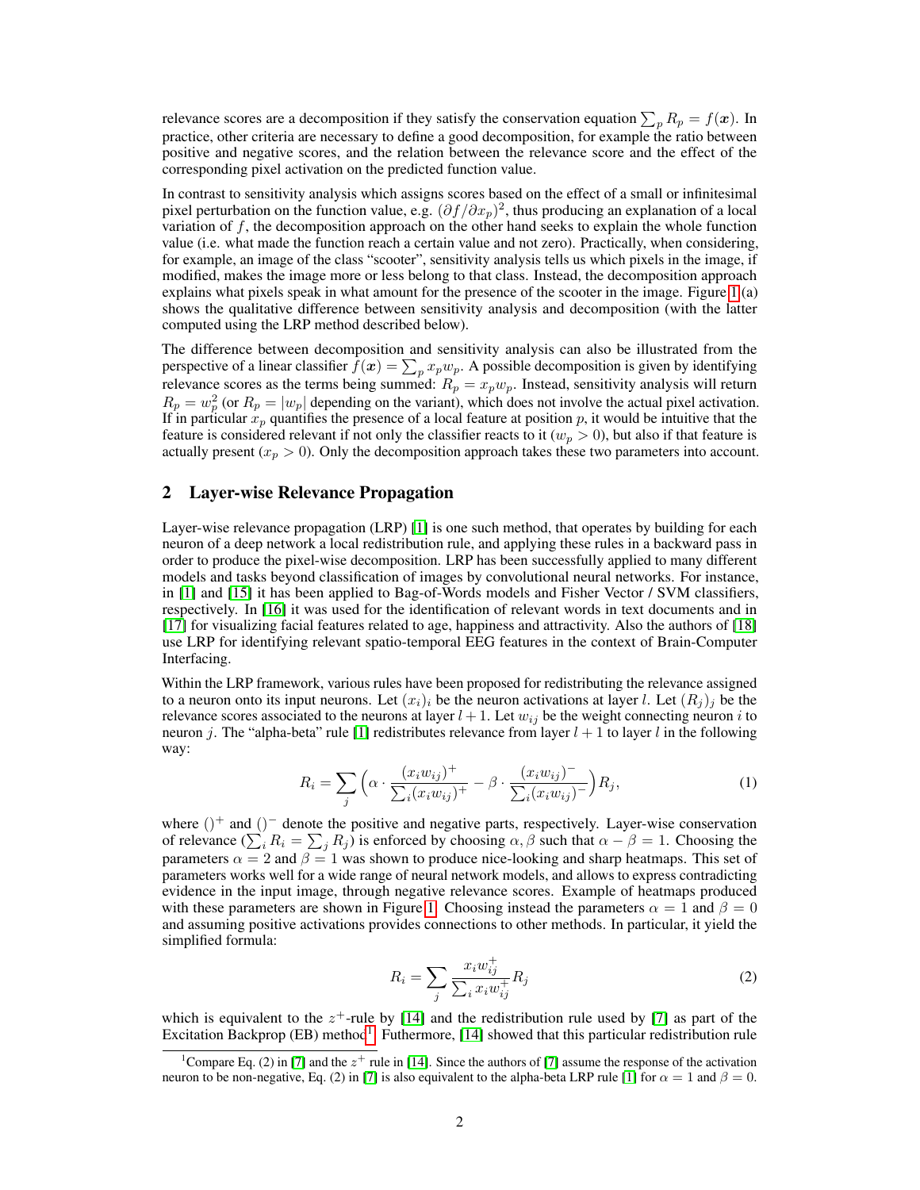relevance scores are a decomposition if they satisfy the conservation equation $\sum_p R_p = f(\boldsymbol{x})$. In practice, other criteria are necessary to define a good decomposition, for example the ratio between positive and negative scores, and the relation between the relevance score and the effect of the corresponding pixel activation on the predicted function value.

In contrast to sensitivity analysis which assigns scores based on the effect of a small or infinitesimal pixel perturbation on the function value, e.g. $(\partial f / \partial x_p)^2$, thus producing an explanation of a local variation of $f$, the decomposition approach on the other hand seeks to explain the whole function value (i.e. what made the function reach a certain value and not zero). Practically, when considering, for example, an image of the class "scooter", sensitivity analysis tells us which pixels in the image, if modified, makes the image more or less belong to that class. Instead, the decomposition approach explains what pixels speak in what amount for the presence of the scooter in the image. Figure 1 (a) shows the qualitative difference between sensitivity analysis and decomposition (with the latter computed using the LRP method described below).

The difference between decomposition and sensitivity analysis can also be illustrated from the perspective of a linear classifier $f(\boldsymbol{x}) = \sum_p x_p w_p$. A possible decomposition is given by identifying relevance scores as the terms being summed: $R_p = x_p w_p$. Instead, sensitivity analysis will return $R_p = w_p^2$ (or $R_p = |w_p|$ depending on the variant), which does not involve the actual pixel activation. If in particular $x_p$ quantifies the presence of a local feature at position $p$, it would be intuitive that the feature is considered relevant if not only the classifier reacts to it ($w_p > 0$), but also if that feature is actually present ($x_p > 0$). Only the decomposition approach takes these two parameters into account.

## 2 Layer-wise Relevance Propagation

Layer-wise relevance propagation (LRP) [1] is one such method, that operates by building for each neuron of a deep network a local redistribution rule, and applying these rules in a backward pass in order to produce the pixel-wise decomposition. LRP has been successfully applied to many different models and tasks beyond classification of images by convolutional neural networks. For instance, in [1] and [15] it has been applied to Bag-of-Words models and Fisher Vector / SVM classifiers, respectively. In [16] it was used for the identification of relevant words in text documents and in [17] for visualizing facial features related to age, happiness and attractivity. Also the authors of [18] use LRP for identifying relevant spatio-temporal EEG features in the context of Brain-Computer Interfacing.

Within the LRP framework, various rules have been proposed for redistributing the relevance assigned to a neuron onto its input neurons. Let $(x_i)_i$ be the neuron activations at layer $l$. Let $(R_j)_j$ be the relevance scores associated to the neurons at layer $l+1$. Let $w_{ij}$ be the weight connecting neuron $i$ to neuron $j$. The "alpha-beta" rule [1] redistributes relevance from layer $l+1$ to layer $l$ in the following way:

$$R_i = \sum_j \Big( \alpha \cdot \frac{(x_i w_{ij})^+}{\sum_i (x_i w_{ij})^+} - \beta \cdot \frac{(x_i w_{ij})^-}{\sum_i (x_i w_{ij})^-} \Big) R_j, \tag{1}$$

where $()^+$ and $()^-$ denote the positive and negative parts, respectively. Layer-wise conservation of relevance ($\sum_i R_i = \sum_j R_j$) is enforced by choosing $\alpha, \beta$ such that $\alpha - \beta = 1$. Choosing the parameters $\alpha = 2$ and $\beta = 1$ was shown to produce nice-looking and sharp heatmaps. This set of parameters works well for a wide range of neural network models, and allows to express contradicting evidence in the input image, through negative relevance scores. Example of heatmaps produced with these parameters are shown in Figure 1. Choosing instead the parameters $\alpha = 1$ and $\beta = 0$ and assuming positive activations provides connections to other methods. In particular, it yield the simplified formula:

$$R_i = \sum_j \frac{x_i w_{ij}^+}{\sum_i x_i w_{ij}^+} R_j \tag{2}$$

which is equivalent to the $z^+$-rule by [14] and the redistribution rule used by [7] as part of the Excitation Backprop (EB) method[1]. Futhermore, [14] showed that this particular redistribution rule

[1] Compare Eq. (2) in [7] and the $z^+$ rule in [14]. Since the authors of [7] assume the response of the activation neuron to be non-negative, Eq. (2) in [7] is also equivalent to the alpha-beta LRP rule [1] for $\alpha = 1$ and $\beta = 0$.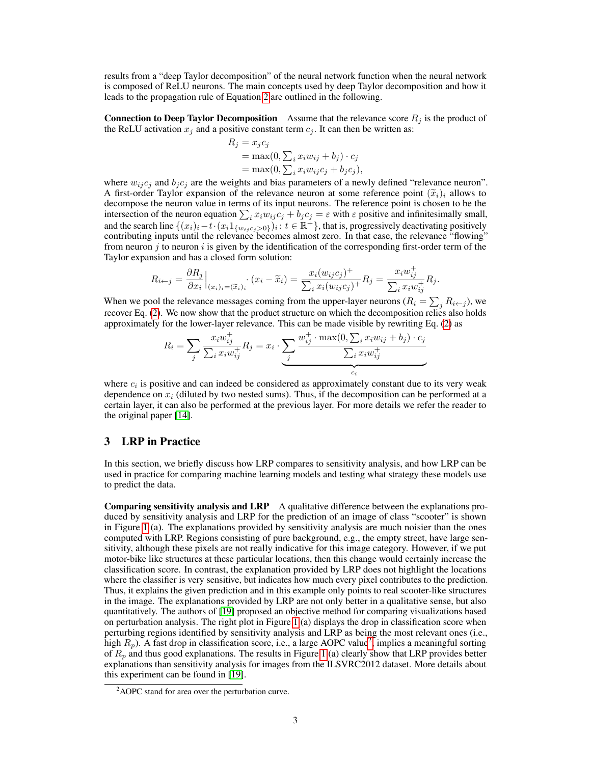results from a "deep Taylor decomposition" of the neural network function when the neural network is composed of ReLU neurons. The main concepts used by deep Taylor decomposition and how it leads to the propagation rule of Equation 2 are outlined in the following.

**Connection to Deep Taylor Decomposition** Assume that the relevance score $R_j$ is the product of the ReLU activation $x_j$ and a positive constant term $c_j$. It can then be written as:

$$
\begin{aligned}
R_j &= x_j c_j \\
&= \max(0, \textstyle\sum_i x_i w_{ij} + b_j) \cdot c_j \\
&= \max(0, \textstyle\sum_i x_i w_{ij} c_j + b_j c_j),
\end{aligned}
$$

where $w_{ij} c_j$ and $b_j c_j$ are the weights and bias parameters of a newly defined "relevance neuron". A first-order Taylor expansion of the relevance neuron at some reference point $(\widetilde{x}_i)_i$ allows to decompose the neuron value in terms of its input neurons. The reference point is chosen to be the intersection of the neuron equation $\sum_i x_i w_{ij} c_j + b_j c_j = \varepsilon$ with $\varepsilon$ positive and infinitesimally small, and the search line $\{(x_i)_i - t \cdot (x_i 1_{\{w_{ij} c_j > 0\}})_i : t \in \mathbb{R}^+\}$, that is, progressively deactivating positively contributing inputs until the relevance becomes almost zero. In that case, the relevance "flowing" from neuron $j$ to neuron $i$ is given by the identification of the corresponding first-order term of the Taylor expansion and has a closed form solution:

$$
R_{i \leftarrow j} = \frac{\partial R_j}{\partial x_i}\Big|_{(x_i)_i = (\widetilde{x}_i)_i} \cdot (x_i - \widetilde{x}_i) = \frac{x_i (w_{ij} c_j)^+}{\sum_i x_i (w_{ij} c_j)^+} R_j = \frac{x_i w_{ij}^+}{\sum_i x_i w_{ij}^+} R_j.
$$

When we pool the relevance messages coming from the upper-layer neurons ($R_i = \sum_j R_{i \leftarrow j}$), we recover Eq. (2). We now show that the product structure on which the decomposition relies also holds approximately for the lower-layer relevance. This can be made visible by rewriting Eq. (2) as

$$
R_i = \sum_j \frac{x_i w_{ij}^+}{\sum_i x_i w_{ij}^+} R_j = x_i \cdot \underbrace{\sum_j \frac{w_{ij}^+ \cdot \max(0, \sum_i x_i w_{ij} + b_j) \cdot c_j}{\sum_i x_i w_{ij}^+}}_{c_i}
$$

where $c_i$ is positive and can indeed be considered as approximately constant due to its very weak dependence on $x_i$ (diluted by two nested sums). Thus, if the decomposition can be performed at a certain layer, it can also be performed at the previous layer. For more details we refer the reader to the original paper [14].

## 3 LRP in Practice

In this section, we briefly discuss how LRP compares to sensitivity analysis, and how LRP can be used in practice for comparing machine learning models and testing what strategy these models use to predict the data.

**Comparing sensitivity analysis and LRP** A qualitative difference between the explanations produced by sensitivity analysis and LRP for the prediction of an image of class "scooter" is shown in Figure 1 (a). The explanations provided by sensitivity analysis are much noisier than the ones computed with LRP. Regions consisting of pure background, e.g., the empty street, have large sensitivity, although these pixels are not really indicative for this image category. However, if we put motor-bike like structures at these particular locations, then this change would certainly increase the classification score. In contrast, the explanation provided by LRP does not highlight the locations where the classifier is very sensitive, but indicates how much every pixel contributes to the prediction. Thus, it explains the given prediction and in this example only points to real scooter-like structures in the image. The explanations provided by LRP are not only better in a qualitative sense, but also quantitatively. The authors of [19] proposed an objective method for comparing visualizations based on perturbation analysis. The right plot in Figure 1 (a) displays the drop in classification score when perturbing regions identified by sensitivity analysis and LRP as being the most relevant ones (i.e., high $R_p$). A fast drop in classification score, i.e., a large AOPC value[2], implies a meaningful sorting of $R_p$ and thus good explanations. The results in Figure 1 (a) clearly show that LRP provides better explanations than sensitivity analysis for images from the ILSVRC2012 dataset. More details about this experiment can be found in [19].

[2] AOPC stand for area over the perturbation curve.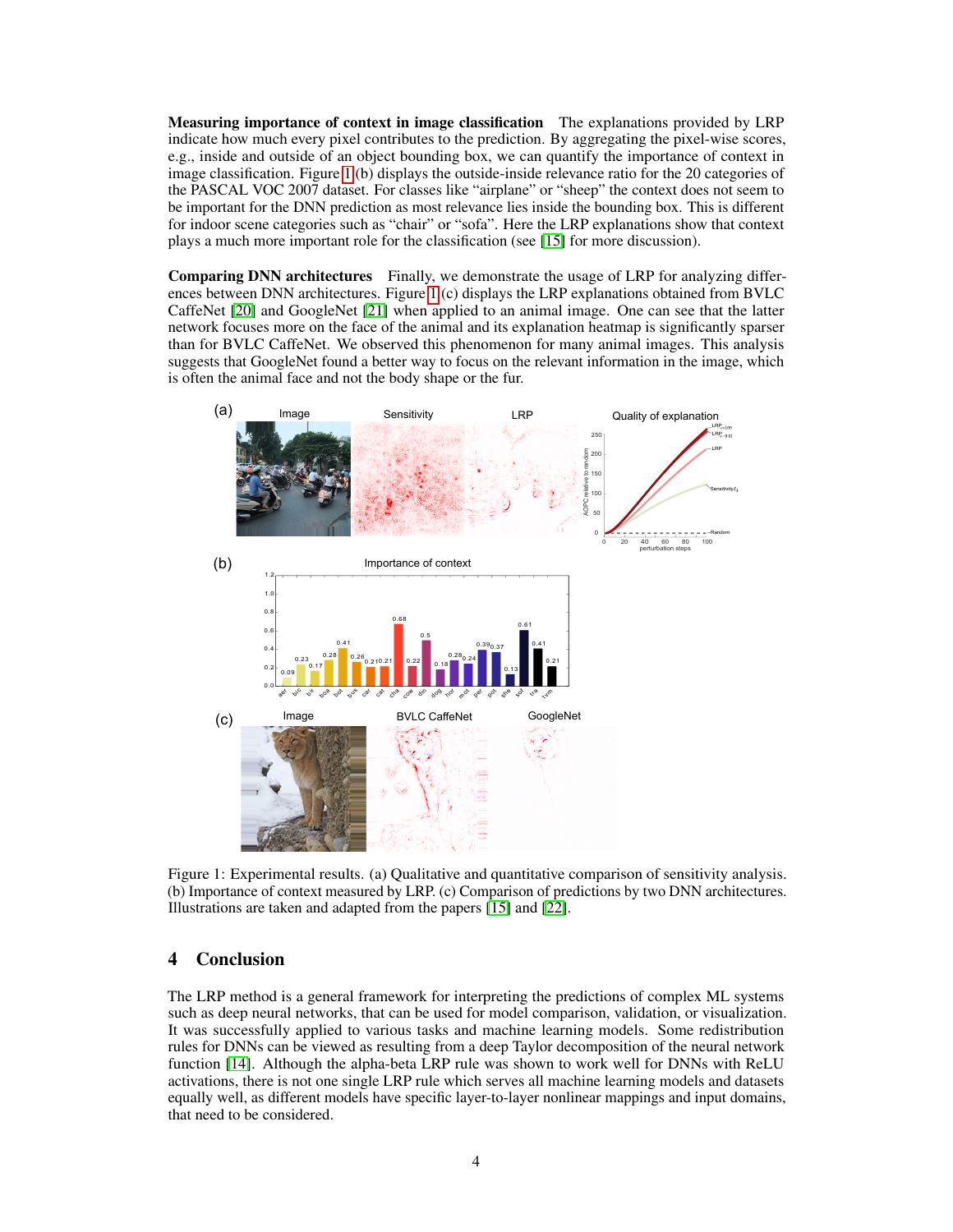**Measuring importance of context in image classification** The explanations provided by LRP indicate how much every pixel contributes to the prediction. By aggregating the pixel-wise scores, e.g., inside and outside of an object bounding box, we can quantify the importance of context in image classification. Figure 1(b) displays the outside-inside relevance ratio for the 20 categories of the PASCAL VOC 2007 dataset. For classes like "airplane" or "sheep" the context does not seem to be important for the DNN prediction as most relevance lies inside the bounding box. This is different for indoor scene categories such as "chair" or "sofa". Here the LRP explanations show that context plays a much more important role for the classification (see [15] for more discussion).

**Comparing DNN architectures** Finally, we demonstrate the usage of LRP for analyzing differences between DNN architectures. Figure 1(c) displays the LRP explanations obtained from BVLC CaffeNet [20] and GoogleNet [21] when applied to an animal image. One can see that the latter network focuses more on the face of the animal and its explanation heatmap is significantly sparser than for BVLC CaffeNet. We observed this phenomenon for many animal images. This analysis suggests that GoogleNet found a better way to focus on the relevant information in the image, which is often the animal face and not the body shape or the fur.

Figure 1: Experimental results. (a) Qualitative and quantitative comparison of sensitivity analysis. (b) Importance of context measured by LRP. (c) Comparison of predictions by two DNN architectures. Illustrations are taken and adapted from the papers [15] and [22].

## 4 Conclusion

The LRP method is a general framework for interpreting the predictions of complex ML systems such as deep neural networks, that can be used for model comparison, validation, or visualization. It was successfully applied to various tasks and machine learning models. Some redistribution rules for DNNs can be viewed as resulting from a deep Taylor decomposition of the neural network function [14]. Although the alpha-beta LRP rule was shown to work well for DNNs with ReLU activations, there is not one single LRP rule which serves all machine learning models and datasets equally well, as different models have specific layer-to-layer nonlinear mappings and input domains, that need to be considered.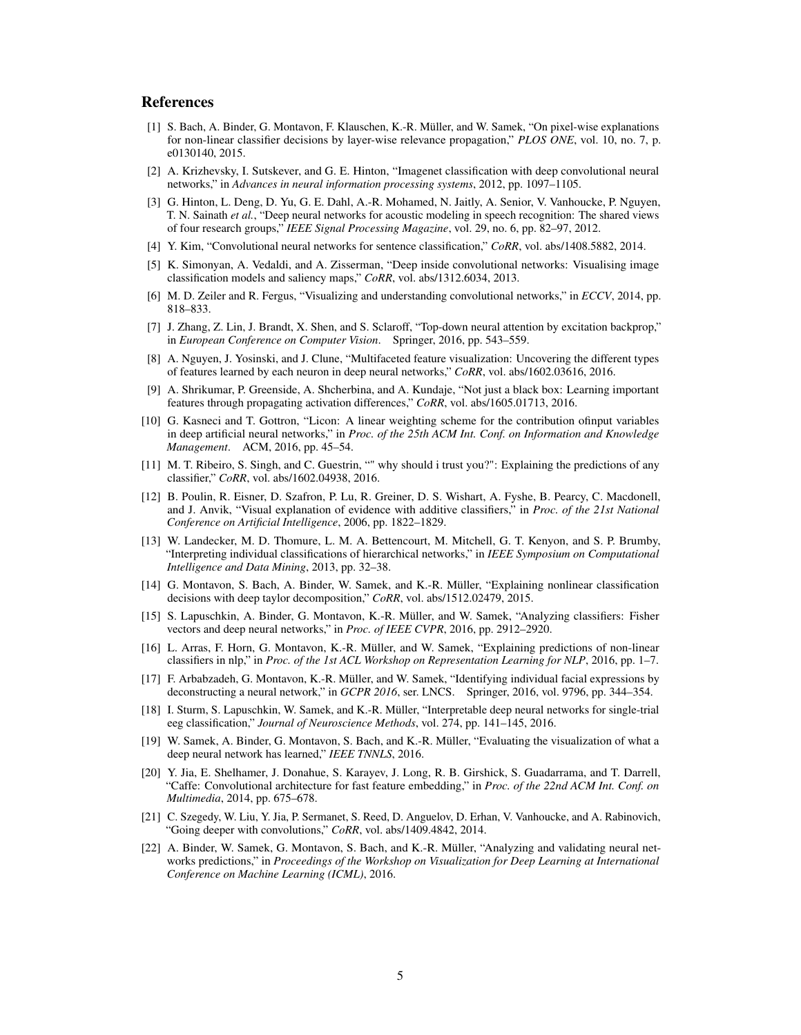## References

[1] S. Bach, A. Binder, G. Montavon, F. Klauschen, K.-R. Müller, and W. Samek, "On pixel-wise explanations for non-linear classifier decisions by layer-wise relevance propagation," *PLOS ONE*, vol. 10, no. 7, p. e0130140, 2015.

[2] A. Krizhevsky, I. Sutskever, and G. E. Hinton, "Imagenet classification with deep convolutional neural networks," in *Advances in neural information processing systems*, 2012, pp. 1097–1105.

[3] G. Hinton, L. Deng, D. Yu, G. E. Dahl, A.-R. Mohamed, N. Jaitly, A. Senior, V. Vanhoucke, P. Nguyen, T. N. Sainath *et al.*, "Deep neural networks for acoustic modeling in speech recognition: The shared views of four research groups," *IEEE Signal Processing Magazine*, vol. 29, no. 6, pp. 82–97, 2012.

[4] Y. Kim, "Convolutional neural networks for sentence classification," *CoRR*, vol. abs/1408.5882, 2014.

[5] K. Simonyan, A. Vedaldi, and A. Zisserman, "Deep inside convolutional networks: Visualising image classification models and saliency maps," *CoRR*, vol. abs/1312.6034, 2013.

[6] M. D. Zeiler and R. Fergus, "Visualizing and understanding convolutional networks," in *ECCV*, 2014, pp. 818–833.

[7] J. Zhang, Z. Lin, J. Brandt, X. Shen, and S. Sclaroff, "Top-down neural attention by excitation backprop," in *European Conference on Computer Vision*. Springer, 2016, pp. 543–559.

[8] A. Nguyen, J. Yosinski, and J. Clune, "Multifaceted feature visualization: Uncovering the different types of features learned by each neuron in deep neural networks," *CoRR*, vol. abs/1602.03616, 2016.

[9] A. Shrikumar, P. Greenside, A. Shcherbina, and A. Kundaje, "Not just a black box: Learning important features through propagating activation differences," *CoRR*, vol. abs/1605.01713, 2016.

[10] G. Kasneci and T. Gottron, "Licon: A linear weighting scheme for the contribution ofinput variables in deep artificial neural networks," in *Proc. of the 25th ACM Int. Conf. on Information and Knowledge Management*. ACM, 2016, pp. 45–54.

[11] M. T. Ribeiro, S. Singh, and C. Guestrin, "" why should i trust you?": Explaining the predictions of any classifier," *CoRR*, vol. abs/1602.04938, 2016.

[12] B. Poulin, R. Eisner, D. Szafron, P. Lu, R. Greiner, D. S. Wishart, A. Fyshe, B. Pearcy, C. Macdonell, and J. Anvik, "Visual explanation of evidence with additive classifiers," in *Proc. of the 21st National Conference on Artificial Intelligence*, 2006, pp. 1822–1829.

[13] W. Landecker, M. D. Thomure, L. M. A. Bettencourt, M. Mitchell, G. T. Kenyon, and S. P. Brumby, "Interpreting individual classifications of hierarchical networks," in *IEEE Symposium on Computational Intelligence and Data Mining*, 2013, pp. 32–38.

[14] G. Montavon, S. Bach, A. Binder, W. Samek, and K.-R. Müller, "Explaining nonlinear classification decisions with deep taylor decomposition," *CoRR*, vol. abs/1512.02479, 2015.

[15] S. Lapuschkin, A. Binder, G. Montavon, K.-R. Müller, and W. Samek, "Analyzing classifiers: Fisher vectors and deep neural networks," in *Proc. of IEEE CVPR*, 2016, pp. 2912–2920.

[16] L. Arras, F. Horn, G. Montavon, K.-R. Müller, and W. Samek, "Explaining predictions of non-linear classifiers in nlp," in *Proc. of the 1st ACL Workshop on Representation Learning for NLP*, 2016, pp. 1–7.

[17] F. Arbabzadeh, G. Montavon, K.-R. Müller, and W. Samek, "Identifying individual facial expressions by deconstructing a neural network," in *GCPR 2016*, ser. LNCS. Springer, 2016, vol. 9796, pp. 344–354.

[18] I. Sturm, S. Lapuschkin, W. Samek, and K.-R. Müller, "Interpretable deep neural networks for single-trial eeg classification," *Journal of Neuroscience Methods*, vol. 274, pp. 141–145, 2016.

[19] W. Samek, A. Binder, G. Montavon, S. Bach, and K.-R. Müller, "Evaluating the visualization of what a deep neural network has learned," *IEEE TNNLS*, 2016.

[20] Y. Jia, E. Shelhamer, J. Donahue, S. Karayev, J. Long, R. B. Girshick, S. Guadarrama, and T. Darrell, "Caffe: Convolutional architecture for fast feature embedding," in *Proc. of the 22nd ACM Int. Conf. on Multimedia*, 2014, pp. 675–678.

[21] C. Szegedy, W. Liu, Y. Jia, P. Sermanet, S. Reed, D. Anguelov, D. Erhan, V. Vanhoucke, and A. Rabinovich, "Going deeper with convolutions," *CoRR*, vol. abs/1409.4842, 2014.

[22] A. Binder, W. Samek, G. Montavon, S. Bach, and K.-R. Müller, "Analyzing and validating neural networks predictions," in *Proceedings of the Workshop on Visualization for Deep Learning at International Conference on Machine Learning (ICML)*, 2016.